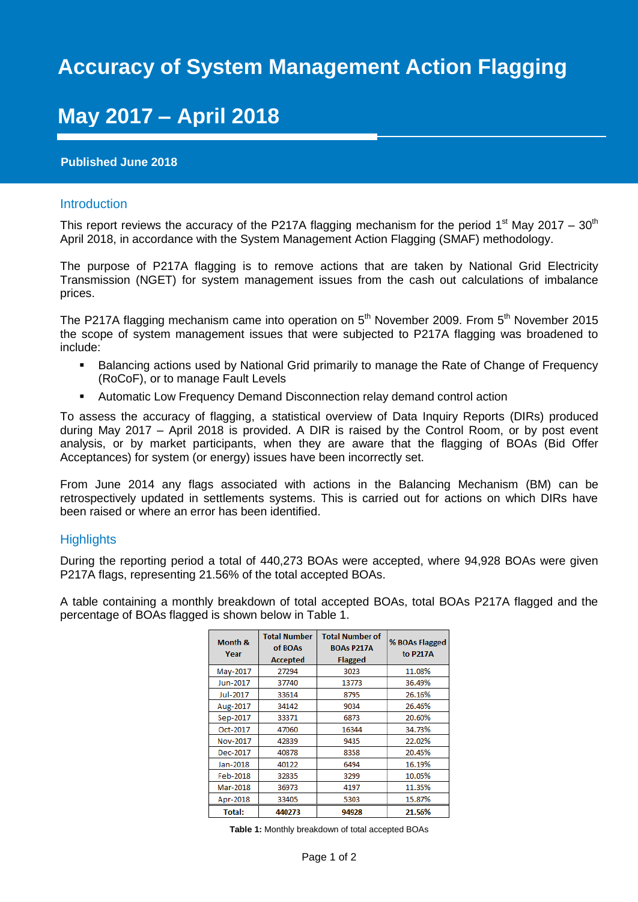# Accuracy of System Management Action Flagging

# May 2017 – April 2018

**Published June 2018**

## Introduction

This report reviews the accuracy of the P217A flagging mechanism for the period 1st May 2017 – 30th April 2018, in accordance with the System Management Action Flagging (SMAF) methodology.

The purpose of P217A flagging is to remove actions that are taken by National Grid Electricity Transmission (NGET) for system management issues from the cash out calculations of imbalance prices.

The P217A flagging mechanism came into operation on 5th November 2009. From 5th November 2015 the scope of system management issues that were subjected to P217A flagging was broadened to include:

- Balancing actions used by National Grid primarily to manage the Rate of Change of Frequency (RoCoF), or to manage Fault Levels
- Automatic Low Frequency Demand Disconnection relay demand control action

To assess the accuracy of flagging, a statistical overview of Data Inquiry Reports (DIRs) produced during May 2017 – April 2018 is provided. A DIR is raised by the Control Room, or by post event analysis, or by market participants, when they are aware that the flagging of BOAs (Bid Offer Acceptances) for system (or energy) issues have been incorrectly set.

From June 2014 any flags associated with actions in the Balancing Mechanism (BM) can be retrospectively updated in settlements systems. This is carried out for actions on which DIRs have been raised or where an error has been identified.

## Highlights

During the reporting period a total of 440,273 BOAs were accepted, where 94,928 BOAs were given P217A flags, representing 21.56% of the total accepted BOAs.

A table containing a monthly breakdown of total accepted BOAs, total BOAs P217A flagged and the percentage of BOAs flagged is shown below in Table 1.

| Month & Year | Total Number of BOAs Accepted | Total Number of BOAs P217A Flagged | % BOAs Flagged to P217A |
|---|---|---|---|
| May-2017 | 27294 | 3023 | 11.08% |
| Jun-2017 | 37740 | 13773 | 36.49% |
| Jul-2017 | 33614 | 8795 | 26.16% |
| Aug-2017 | 34142 | 9034 | 26.46% |
| Sep-2017 | 33371 | 6873 | 20.60% |
| Oct-2017 | 47060 | 16344 | 34.73% |
| Nov-2017 | 42839 | 9435 | 22.02% |
| Dec-2017 | 40878 | 8358 | 20.45% |
| Jan-2018 | 40122 | 6494 | 16.19% |
| Feb-2018 | 32835 | 3299 | 10.05% |
| Mar-2018 | 36973 | 4197 | 11.35% |
| Apr-2018 | 33405 | 5303 | 15.87% |
| **Total:** | **440273** | **94928** | **21.56%** |

**Table 1:** Monthly breakdown of total accepted BOAs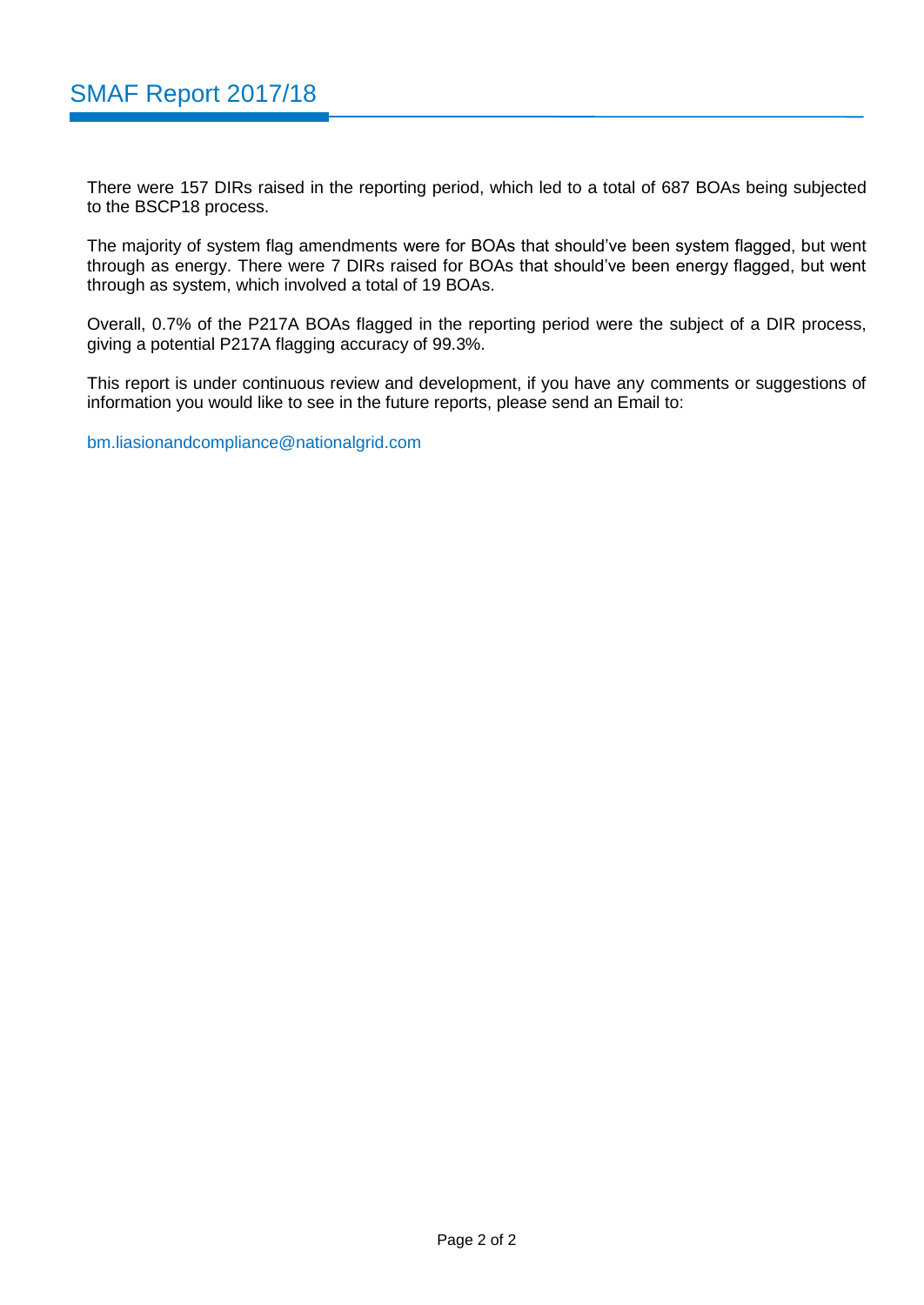# SMAF Report 2017/18

There were 157 DIRs raised in the reporting period, which led to a total of 687 BOAs being subjected to the BSCP18 process.

The majority of system flag amendments were for BOAs that should've been system flagged, but went through as energy. There were 7 DIRs raised for BOAs that should've been energy flagged, but went through as system, which involved a total of 19 BOAs.

Overall, 0.7% of the P217A BOAs flagged in the reporting period were the subject of a DIR process, giving a potential P217A flagging accuracy of 99.3%.

This report is under continuous review and development, if you have any comments or suggestions of information you would like to see in the future reports, please send an Email to:

bm.liasionandcompliance@nationalgrid.com